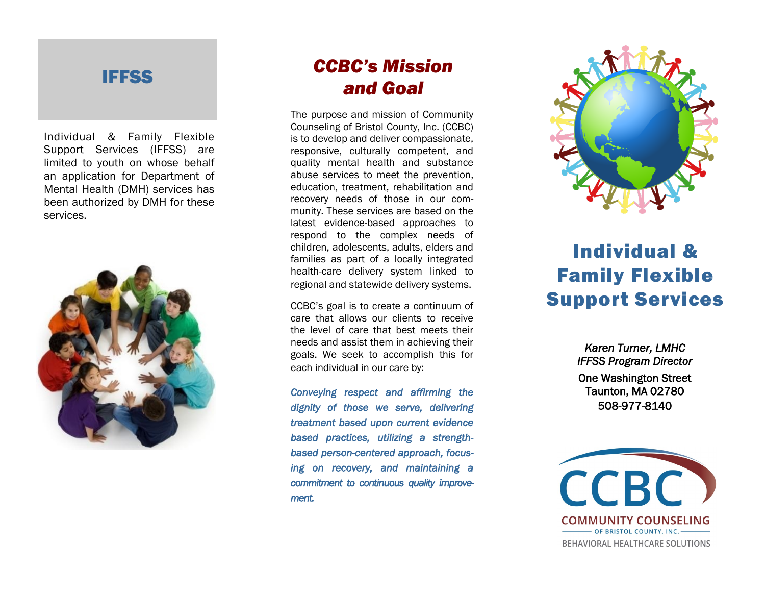## IFFSS

Individual & Family Flexible Support Services (IFFSS) are limited to youth on whose behalf an application for Department of Mental Health (DMH) services has been authorized by DMH for these services.

## CCBC's Mission and Goal

The purpose and mission of Community Counseling of Bristol County, Inc. (CCBC) is to develop and deliver compassionate, responsive, culturally competent, and quality mental health and substance abuse services to meet the prevention, education, treatment, rehabilitation and recovery needs of those in our community. These services are based on the latest evidence-based approaches to respond to the complex needs of children, adolescents, adults, elders and families as part of a locally integrated health-care delivery system linked to regional and statewide delivery systems.

CCBC's goal is to create a continuum of care that allows our clients to receive the level of care that best meets their needs and assist them in achieving their goals. We seek to accomplish this for each individual in our care by:

*Conveying respect and affirming the dignity of those we serve, delivering treatment based upon current evidence based practices, utilizing a strength-based person-centered approach, focusing on recovery, and maintaining a commitment to continuous quality improvement.*

# Individual & Family Flexible Support Services

*Karen Turner, LMHC*
*IFFSS Program Director*

One Washington Street
Taunton, MA 02780
508-977-8140

CCBC
COMMUNITY COUNSELING
OF BRISTOL COUNTY, INC.
BEHAVIORAL HEALTHCARE SOLUTIONS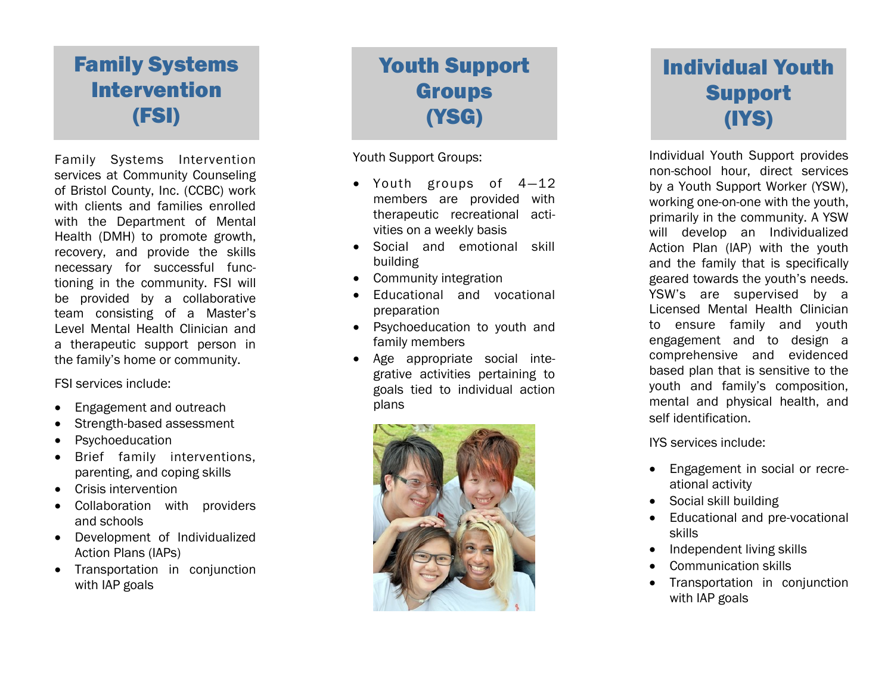## Family Systems Intervention (FSI)

Family Systems Intervention services at Community Counseling of Bristol County, Inc. (CCBC) work with clients and families enrolled with the Department of Mental Health (DMH) to promote growth, recovery, and provide the skills necessary for successful functioning in the community. FSI will be provided by a collaborative team consisting of a Master's Level Mental Health Clinician and a therapeutic support person in the family's home or community.

FSI services include:

- Engagement and outreach
- Strength-based assessment
- Psychoeducation
- Brief family interventions, parenting, and coping skills
- Crisis intervention
- Collaboration with providers and schools
- Development of Individualized Action Plans (IAPs)
- Transportation in conjunction with IAP goals

## Youth Support Groups (YSG)

Youth Support Groups:

- Youth groups of 4—12 members are provided with therapeutic recreational activities on a weekly basis
- Social and emotional skill building
- Community integration
- Educational and vocational preparation
- Psychoeducation to youth and family members
- Age appropriate social integrative activities pertaining to goals tied to individual action plans

## Individual Youth Support (IYS)

Individual Youth Support provides non-school hour, direct services by a Youth Support Worker (YSW), working one-on-one with the youth, primarily in the community. A YSW will develop an Individualized Action Plan (IAP) with the youth and the family that is specifically geared towards the youth's needs. YSW's are supervised by a Licensed Mental Health Clinician to ensure family and youth engagement and to design a comprehensive and evidenced based plan that is sensitive to the youth and family's composition, mental and physical health, and self identification.

IYS services include:

- Engagement in social or recreational activity
- Social skill building
- Educational and pre-vocational skills
- Independent living skills
- Communication skills
- Transportation in conjunction with IAP goals